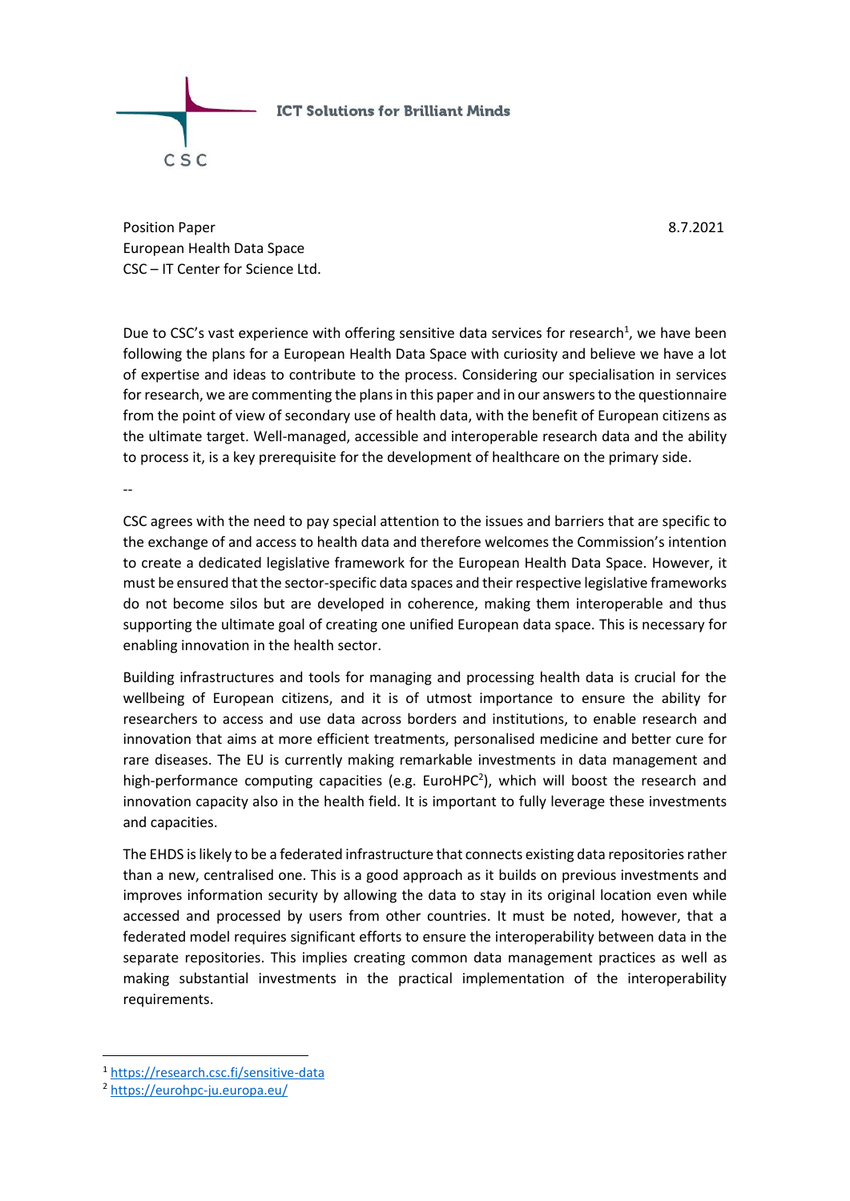ICT Solutions for Brilliant Minds

CSC

Position Paper
European Health Data Space
CSC – IT Center for Science Ltd.

8.7.2021

Due to CSC's vast experience with offering sensitive data services for research[1], we have been following the plans for a European Health Data Space with curiosity and believe we have a lot of expertise and ideas to contribute to the process. Considering our specialisation in services for research, we are commenting the plans in this paper and in our answers to the questionnaire from the point of view of secondary use of health data, with the benefit of European citizens as the ultimate target. Well-managed, accessible and interoperable research data and the ability to process it, is a key prerequisite for the development of healthcare on the primary side.

--

CSC agrees with the need to pay special attention to the issues and barriers that are specific to the exchange of and access to health data and therefore welcomes the Commission's intention to create a dedicated legislative framework for the European Health Data Space. However, it must be ensured that the sector-specific data spaces and their respective legislative frameworks do not become silos but are developed in coherence, making them interoperable and thus supporting the ultimate goal of creating one unified European data space. This is necessary for enabling innovation in the health sector.

Building infrastructures and tools for managing and processing health data is crucial for the wellbeing of European citizens, and it is of utmost importance to ensure the ability for researchers to access and use data across borders and institutions, to enable research and innovation that aims at more efficient treatments, personalised medicine and better cure for rare diseases. The EU is currently making remarkable investments in data management and high-performance computing capacities (e.g. EuroHPC[2]), which will boost the research and innovation capacity also in the health field. It is important to fully leverage these investments and capacities.

The EHDS is likely to be a federated infrastructure that connects existing data repositories rather than a new, centralised one. This is a good approach as it builds on previous investments and improves information security by allowing the data to stay in its original location even while accessed and processed by users from other countries. It must be noted, however, that a federated model requires significant efforts to ensure the interoperability between data in the separate repositories. This implies creating common data management practices as well as making substantial investments in the practical implementation of the interoperability requirements.

---

[1] https://research.csc.fi/sensitive-data

[2] https://eurohpc-ju.europa.eu/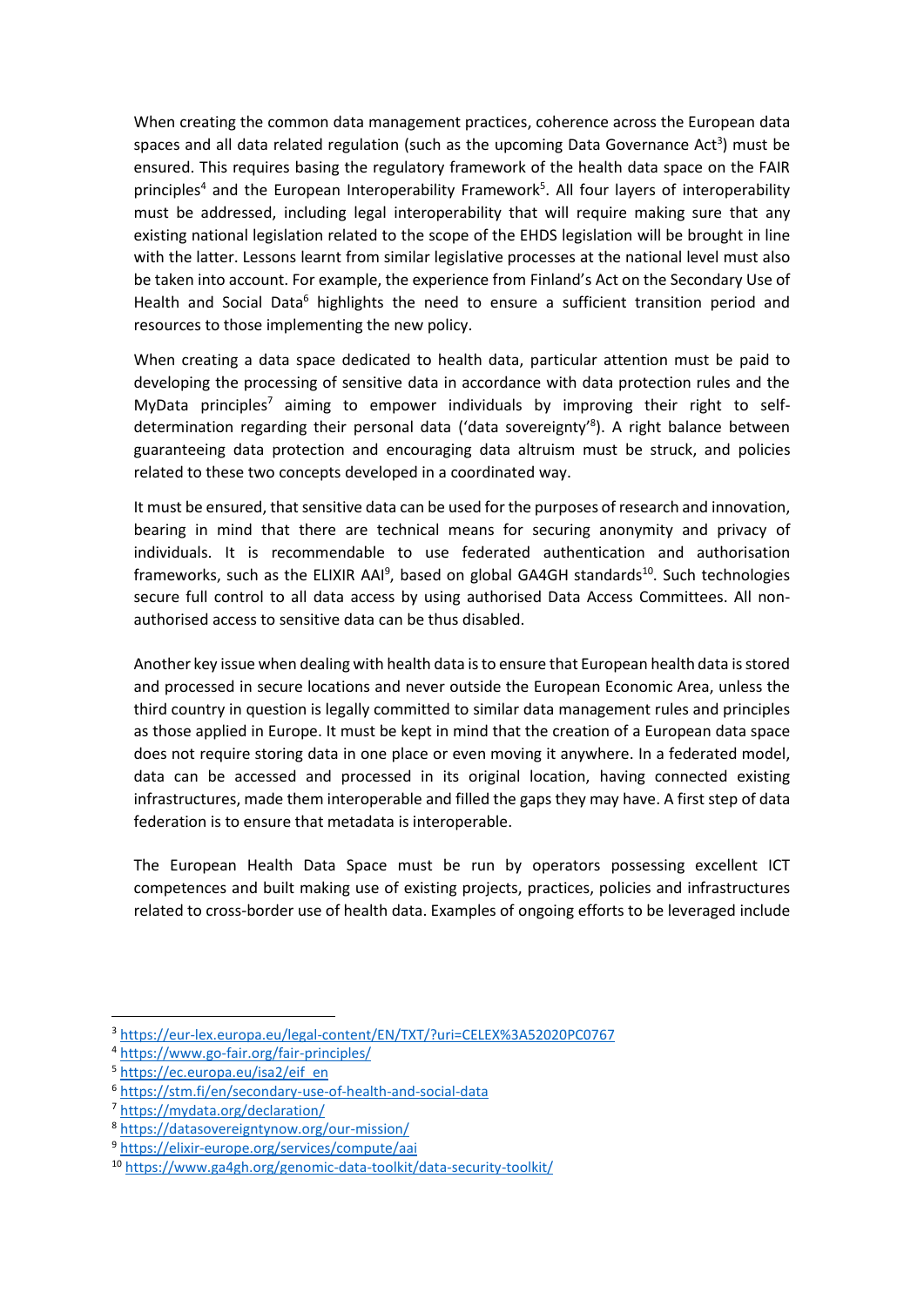When creating the common data management practices, coherence across the European data spaces and all data related regulation (such as the upcoming Data Governance Act[3]) must be ensured. This requires basing the regulatory framework of the health data space on the FAIR principles[4] and the European Interoperability Framework[5]. All four layers of interoperability must be addressed, including legal interoperability that will require making sure that any existing national legislation related to the scope of the EHDS legislation will be brought in line with the latter. Lessons learnt from similar legislative processes at the national level must also be taken into account. For example, the experience from Finland's Act on the Secondary Use of Health and Social Data[6] highlights the need to ensure a sufficient transition period and resources to those implementing the new policy.

When creating a data space dedicated to health data, particular attention must be paid to developing the processing of sensitive data in accordance with data protection rules and the MyData principles[7] aiming to empower individuals by improving their right to self-determination regarding their personal data ('data sovereignty'[8]). A right balance between guaranteeing data protection and encouraging data altruism must be struck, and policies related to these two concepts developed in a coordinated way.

It must be ensured, that sensitive data can be used for the purposes of research and innovation, bearing in mind that there are technical means for securing anonymity and privacy of individuals. It is recommendable to use federated authentication and authorisation frameworks, such as the ELIXIR AAI[9], based on global GA4GH standards[10]. Such technologies secure full control to all data access by using authorised Data Access Committees. All non-authorised access to sensitive data can be thus disabled.

Another key issue when dealing with health data is to ensure that European health data is stored and processed in secure locations and never outside the European Economic Area, unless the third country in question is legally committed to similar data management rules and principles as those applied in Europe. It must be kept in mind that the creation of a European data space does not require storing data in one place or even moving it anywhere. In a federated model, data can be accessed and processed in its original location, having connected existing infrastructures, made them interoperable and filled the gaps they may have. A first step of data federation is to ensure that metadata is interoperable.

The European Health Data Space must be run by operators possessing excellent ICT competences and built making use of existing projects, practices, policies and infrastructures related to cross-border use of health data. Examples of ongoing efforts to be leveraged include

---

[3] https://eur-lex.europa.eu/legal-content/EN/TXT/?uri=CELEX%3A52020PC0767

[4] https://www.go-fair.org/fair-principles/

[5] https://ec.europa.eu/isa2/eif_en

[6] https://stm.fi/en/secondary-use-of-health-and-social-data

[7] https://mydata.org/declaration/

[8] https://datasovereigntynow.org/our-mission/

[9] https://elixir-europe.org/services/compute/aai

[10] https://www.ga4gh.org/genomic-data-toolkit/data-security-toolkit/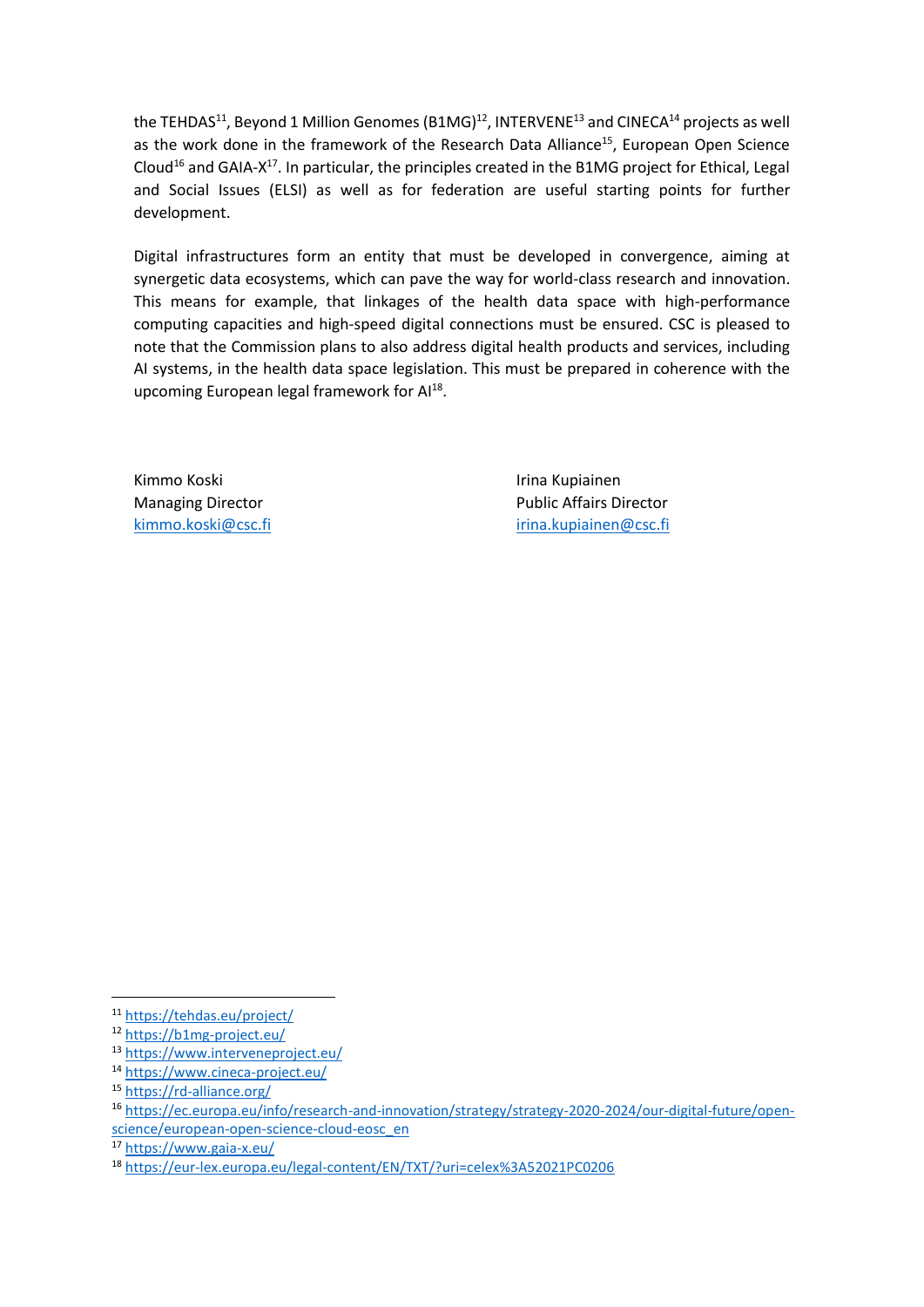the TEHDAS[11], Beyond 1 Million Genomes (B1MG)[12], INTERVENE[13] and CINECA[14] projects as well as the work done in the framework of the Research Data Alliance[15], European Open Science Cloud[16] and GAIA-X[17]. In particular, the principles created in the B1MG project for Ethical, Legal and Social Issues (ELSI) as well as for federation are useful starting points for further development.

Digital infrastructures form an entity that must be developed in convergence, aiming at synergetic data ecosystems, which can pave the way for world-class research and innovation. This means for example, that linkages of the health data space with high-performance computing capacities and high-speed digital connections must be ensured. CSC is pleased to note that the Commission plans to also address digital health products and services, including AI systems, in the health data space legislation. This must be prepared in coherence with the upcoming European legal framework for AI[18].

Kimmo Koski
Managing Director
kimmo.koski@csc.fi

Irina Kupiainen
Public Affairs Director
irina.kupiainen@csc.fi

---

[11] https://tehdas.eu/project/
[12] https://b1mg-project.eu/
[13] https://www.interveneproject.eu/
[14] https://www.cineca-project.eu/
[15] https://rd-alliance.org/
[16] https://ec.europa.eu/info/research-and-innovation/strategy/strategy-2020-2024/our-digital-future/open-science/european-open-science-cloud-eosc_en
[17] https://www.gaia-x.eu/
[18] https://eur-lex.europa.eu/legal-content/EN/TXT/?uri=celex%3A52021PC0206